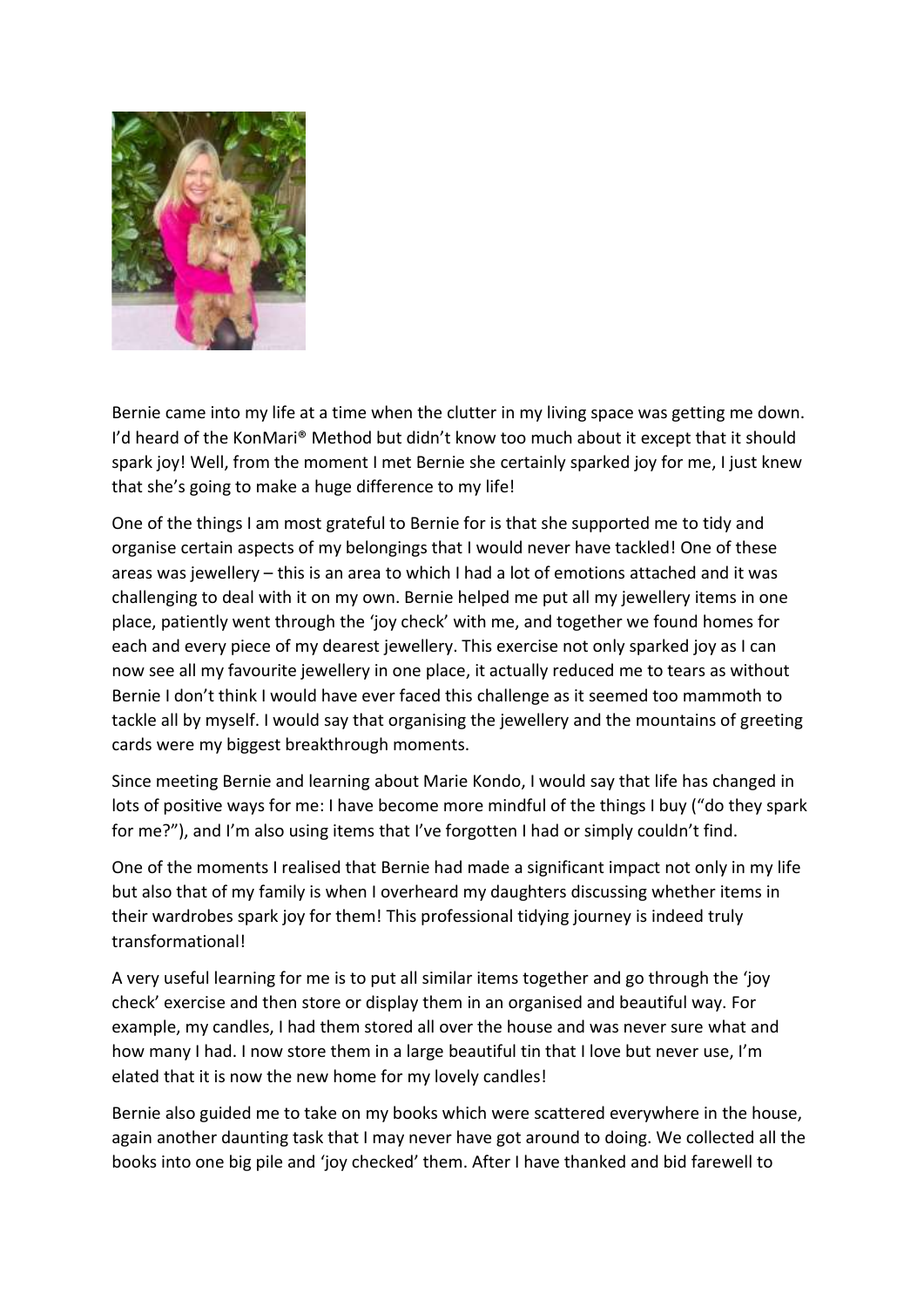Bernie came into my life at a time when the clutter in my living space was getting me down. I'd heard of the KonMari® Method but didn't know too much about it except that it should spark joy! Well, from the moment I met Bernie she certainly sparked joy for me, I just knew that she's going to make a huge difference to my life!

One of the things I am most grateful to Bernie for is that she supported me to tidy and organise certain aspects of my belongings that I would never have tackled! One of these areas was jewellery – this is an area to which I had a lot of emotions attached and it was challenging to deal with it on my own. Bernie helped me put all my jewellery items in one place, patiently went through the 'joy check' with me, and together we found homes for each and every piece of my dearest jewellery. This exercise not only sparked joy as I can now see all my favourite jewellery in one place, it actually reduced me to tears as without Bernie I don't think I would have ever faced this challenge as it seemed too mammoth to tackle all by myself. I would say that organising the jewellery and the mountains of greeting cards were my biggest breakthrough moments.

Since meeting Bernie and learning about Marie Kondo, I would say that life has changed in lots of positive ways for me: I have become more mindful of the things I buy ("do they spark for me?"), and I'm also using items that I've forgotten I had or simply couldn't find.

One of the moments I realised that Bernie had made a significant impact not only in my life but also that of my family is when I overheard my daughters discussing whether items in their wardrobes spark joy for them! This professional tidying journey is indeed truly transformational!

A very useful learning for me is to put all similar items together and go through the 'joy check' exercise and then store or display them in an organised and beautiful way. For example, my candles, I had them stored all over the house and was never sure what and how many I had. I now store them in a large beautiful tin that I love but never use, I'm elated that it is now the new home for my lovely candles!

Bernie also guided me to take on my books which were scattered everywhere in the house, again another daunting task that I may never have got around to doing. We collected all the books into one big pile and 'joy checked' them. After I have thanked and bid farewell to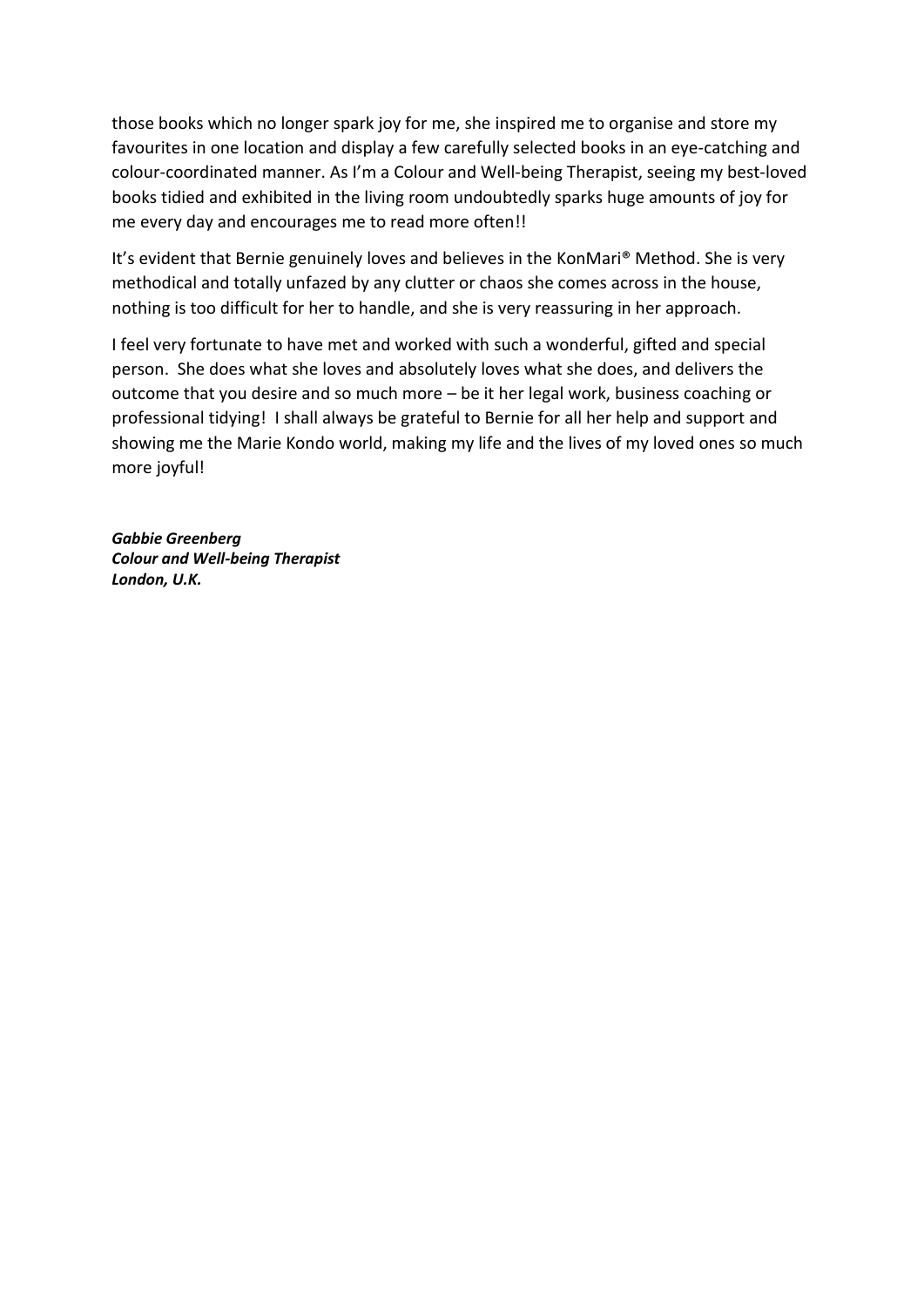those books which no longer spark joy for me, she inspired me to organise and store my favourites in one location and display a few carefully selected books in an eye-catching and colour-coordinated manner. As I'm a Colour and Well-being Therapist, seeing my best-loved books tidied and exhibited in the living room undoubtedly sparks huge amounts of joy for me every day and encourages me to read more often!!

It's evident that Bernie genuinely loves and believes in the KonMari® Method. She is very methodical and totally unfazed by any clutter or chaos she comes across in the house, nothing is too difficult for her to handle, and she is very reassuring in her approach.

I feel very fortunate to have met and worked with such a wonderful, gifted and special person. She does what she loves and absolutely loves what she does, and delivers the outcome that you desire and so much more – be it her legal work, business coaching or professional tidying! I shall always be grateful to Bernie for all her help and support and showing me the Marie Kondo world, making my life and the lives of my loved ones so much more joyful!

***Gabbie Greenberg***
***Colour and Well-being Therapist***
***London, U.K.***